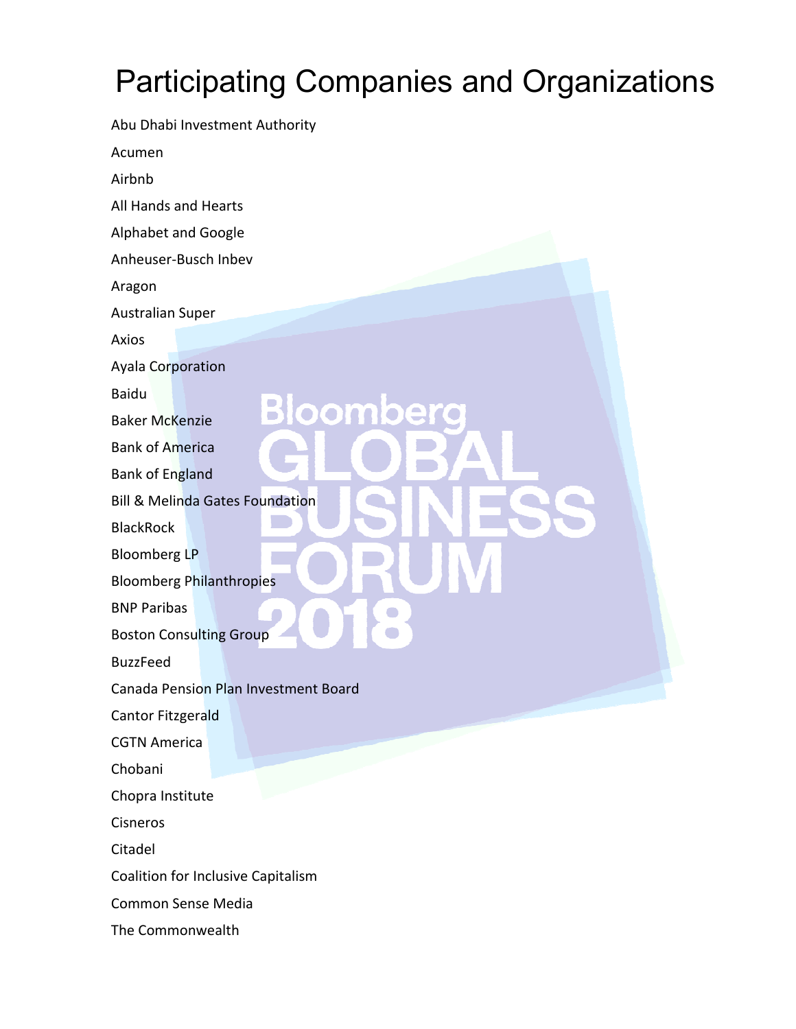# Participating Companies and Organizations

Abu Dhabi Investment Authority

Acumen

Airbnb

All Hands and Hearts

Alphabet and Google

Anheuser-Busch Inbev

Aragon

Australian Super

Axios

Ayala Corporation

Baidu

Baker McKenzie

Bank of America

Bank of England

Bill & Melinda Gates Foundation

BlackRock

Bloomberg LP

Bloomberg Philanthropies

BNP Paribas

Boston Consulting Group

BuzzFeed

Canada Pension Plan Investment Board

Cantor Fitzgerald

CGTN America

Chobani

Chopra Institute

Cisneros

Citadel

Coalition for Inclusive Capitalism

Common Sense Media

The Commonwealth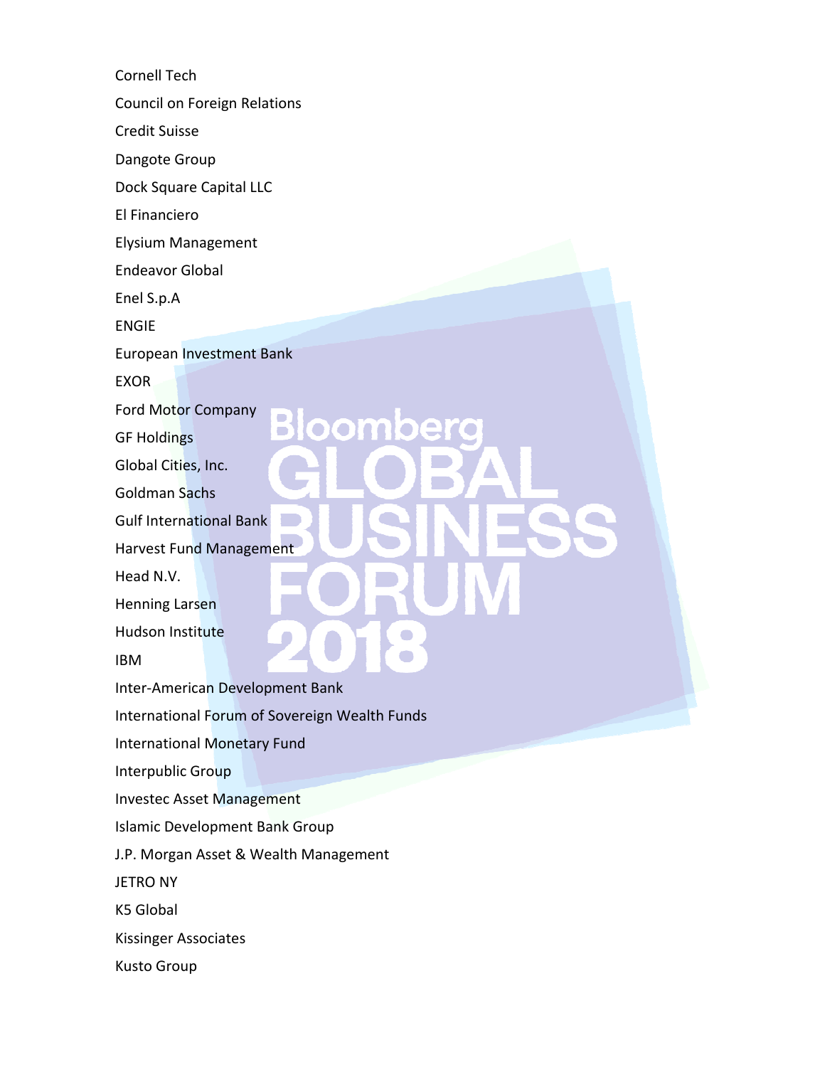Cornell Tech

Council on Foreign Relations

Credit Suisse

Dangote Group

Dock Square Capital LLC

El Financiero

Elysium Management

Endeavor Global

Enel S.p.A

ENGIE

European Investment Bank

EXOR

Ford Motor Company

GF Holdings

Global Cities, Inc.

Goldman Sachs

Gulf International Bank

Harvest Fund Management

Head N.V.

Henning Larsen

Hudson Institute

IBM

Inter-American Development Bank

International Forum of Sovereign Wealth Funds

International Monetary Fund

Interpublic Group

Investec Asset Management

Islamic Development Bank Group

J.P. Morgan Asset & Wealth Management

JETRO NY

K5 Global

Kissinger Associates

Kusto Group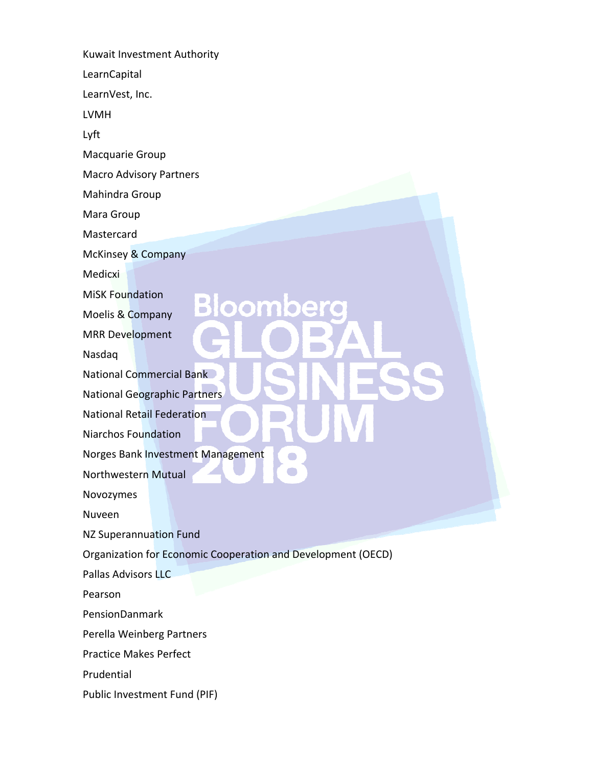Kuwait Investment Authority

LearnCapital

LearnVest, Inc.

LVMH

Lyft

Macquarie Group

Macro Advisory Partners

Mahindra Group

Mara Group

Mastercard

McKinsey & Company

Medicxi

MiSK Foundation

Moelis & Company

MRR Development

Nasdaq

National Commercial Bank

National Geographic Partners

National Retail Federation

Niarchos Foundation

Norges Bank Investment Management

Northwestern Mutual

Novozymes

Nuveen

NZ Superannuation Fund

Organization for Economic Cooperation and Development (OECD)

Pallas Advisors LLC

Pearson

PensionDanmark

Perella Weinberg Partners

Practice Makes Perfect

Prudential

Public Investment Fund (PIF)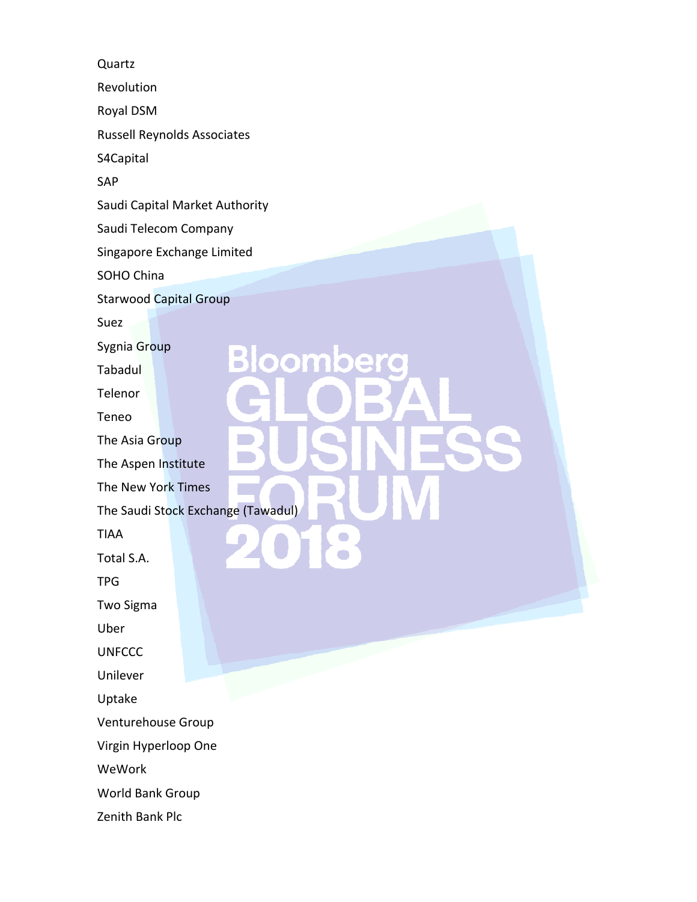Quartz

Revolution

Royal DSM

Russell Reynolds Associates

S4Capital

SAP

Saudi Capital Market Authority

Saudi Telecom Company

Singapore Exchange Limited

SOHO China

Starwood Capital Group

Suez

Sygnia Group

Tabadul

Telenor

Teneo

The Asia Group

The Aspen Institute

The New York Times

The Saudi Stock Exchange (Tawadul)

TIAA

Total S.A.

TPG

Two Sigma

Uber

UNFCCC

Unilever

Uptake

Venturehouse Group

Virgin Hyperloop One

WeWork

World Bank Group

Zenith Bank Plc